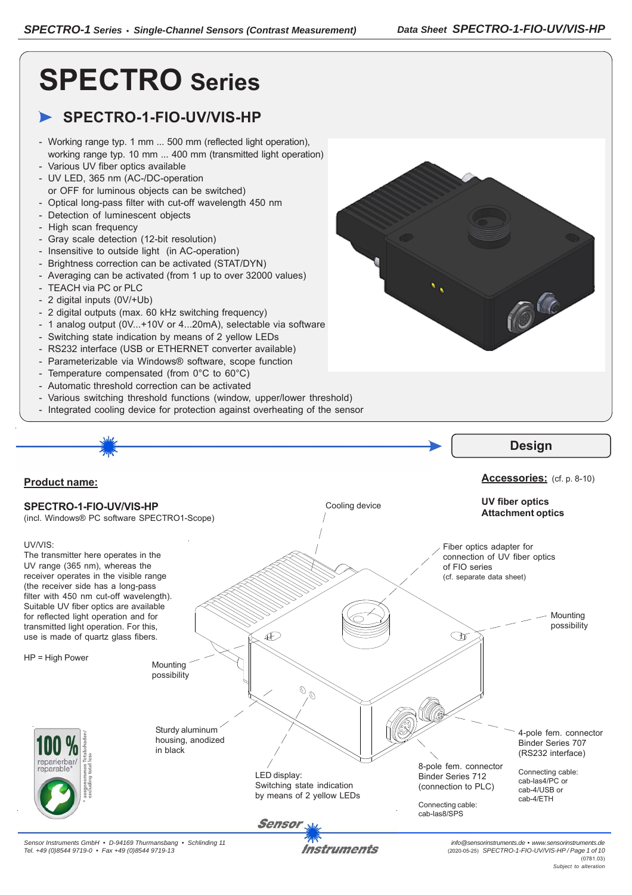# SPECTRO Series

## SPECTRO-1-FIO-UV/VIS-HP

- Working range typ. 1 mm ... 500 mm (reflected light operation), working range typ. 10 mm ... 400 mm (transmitted light operation)
- Various UV fiber optics available
- UV LED, 365 nm (AC-/DC-operation or OFF for luminous objects can be switched)
- Optical long-pass filter with cut-off wavelength 450 nm
- Detection of luminescent objects
- High scan frequency
- Gray scale detection (12-bit resolution)
- Insensitive to outside light (in AC-operation)
- Brightness correction can be activated (STAT/DYN)
- Averaging can be activated (from 1 up to over 32000 values)
- TEACH via PC or PLC
- 2 digital inputs (0V/+Ub)
- 2 digital outputs (max. 60 kHz switching frequency)
- 1 analog output (0V...+10V or 4...20mA), selectable via software
- Switching state indication by means of 2 yellow LEDs
- RS232 interface (USB or ETHERNET converter available)
- Parameterizable via Windows® software, scope function
- Temperature compensated (from 0°C to 60°C)
- Automatic threshold correction can be activated
- Various switching threshold functions (window, upper/lower threshold)
- Integrated cooling device for protection against overheating of the sensor

## Design

**Product name:**

**SPECTRO-1-FIO-UV/VIS-HP**
(incl. Windows® PC software SPECTRO1-Scope)

UV/VIS:
The transmitter here operates in the UV range (365 nm), whereas the receiver operates in the visible range (the receiver side has a long-pass filter with 450 nm cut-off wavelength). Suitable UV fiber optics are available for reflected light operation and for transmitted light operation. For this, use is made of quartz glass fibers.

HP = High Power

**Accessories:** (cf. p. 8-10)

**UV fiber optics**
**Attachment optics**

Cooling device

Fiber optics adapter for connection of UV fiber optics of FIO series (cf. separate data sheet)

Mounting possibility

Mounting possibility

Sturdy aluminum housing, anodized in black

LED display: Switching state indication by means of 2 yellow LEDs

8-pole fem. connector Binder Series 712 (connection to PLC)

Connecting cable: cab-las8/SPS

4-pole fem. connector Binder Series 707 (RS232 interface)

Connecting cable: cab-las4/PC or cab-4/USB or cab-4/ETH

100 % reparierbar/ reparable*
* ausgenommen Totalschaden/ excluding total loss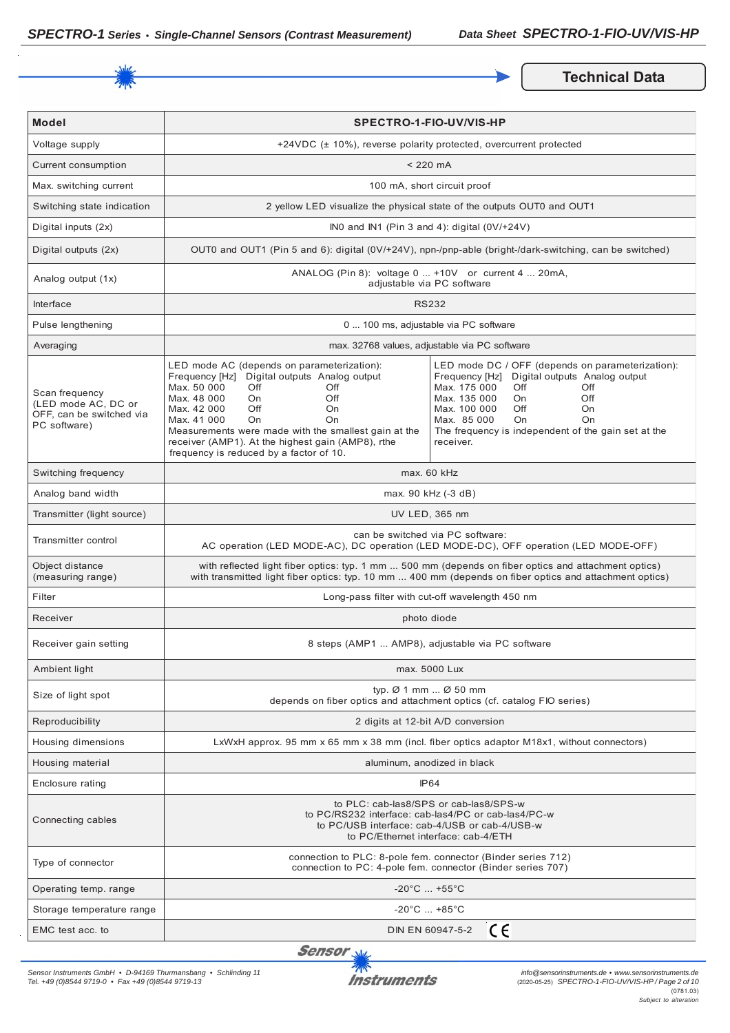## Technical Data

| Model | SPECTRO-1-FIO-UV/VIS-HP |
|---|---|
| Voltage supply | +24VDC (± 10%), reverse polarity protected, overcurrent protected |
| Current consumption | < 220 mA |
| Max. switching current | 100 mA, short circuit proof |
| Switching state indication | 2 yellow LED visualize the physical state of the outputs OUT0 and OUT1 |
| Digital inputs (2x) | IN0 and IN1 (Pin 3 and 4): digital (0V/+24V) |
| Digital outputs (2x) | OUT0 and OUT1 (Pin 5 and 6): digital (0V/+24V), npn-/pnp-able (bright-/dark-switching, can be switched) |
| Analog output (1x) | ANALOG (Pin 8): voltage 0 ... +10V or current 4 ... 20mA, adjustable via PC software |
| Interface | RS232 |
| Pulse lengthening | 0 ... 100 ms, adjustable via PC software |
| Averaging | max. 32768 values, adjustable via PC software |
| Scan frequency (LED mode AC, DC or OFF, can be switched via PC software) | LED mode AC (depends on parameterization):<br>Frequency [Hz] / Digital outputs / Analog output<br>Max. 50 000 / Off / Off<br>Max. 48 000 / On / Off<br>Max. 42 000 / Off / On<br>Max. 41 000 / On / On<br>Measurements were made with the smallest gain at the receiver (AMP1). At the highest gain (AMP8), rthe frequency is reduced by a factor of 10.<br><br>LED mode DC / OFF (depends on parameterization):<br>Frequency [Hz] / Digital outputs / Analog output<br>Max. 175 000 / Off / Off<br>Max. 135 000 / On / Off<br>Max. 100 000 / Off / On<br>Max. 85 000 / On / On<br>The frequency is independent of the gain set at the receiver. |
| Switching frequency | max. 60 kHz |
| Analog band width | max. 90 kHz (-3 dB) |
| Transmitter (light source) | UV LED, 365 nm |
| Transmitter control | can be switched via PC software:<br>AC operation (LED MODE-AC), DC operation (LED MODE-DC), OFF operation (LED MODE-OFF) |
| Object distance (measuring range) | with reflected light fiber optics: typ. 1 mm ... 500 mm (depends on fiber optics and attachment optics)<br>with transmitted light fiber optics: typ. 10 mm ... 400 mm (depends on fiber optics and attachment optics) |
| Filter | Long-pass filter with cut-off wavelength 450 nm |
| Receiver | photo diode |
| Receiver gain setting | 8 steps (AMP1 ... AMP8), adjustable via PC software |
| Ambient light | max. 5000 Lux |
| Size of light spot | typ. Ø 1 mm ... Ø 50 mm<br>depends on fiber optics and attachment optics (cf. catalog FIO series) |
| Reproducibility | 2 digits at 12-bit A/D conversion |
| Housing dimensions | LxWxH approx. 95 mm x 65 mm x 38 mm (incl. fiber optics adaptor M18x1, without connectors) |
| Housing material | aluminum, anodized in black |
| Enclosure rating | IP64 |
| Connecting cables | to PLC: cab-las8/SPS or cab-las8/SPS-w<br>to PC/RS232 interface: cab-las4/PC or cab-las4/PC-w<br>to PC/USB interface: cab-4/USB or cab-4/USB-w<br>to PC/Ethernet interface: cab-4/ETH |
| Type of connector | connection to PLC: 8-pole fem. connector (Binder series 712)<br>connection to PC: 4-pole fem. connector (Binder series 707) |
| Operating temp. range | -20°C ... +55°C |
| Storage temperature range | -20°C ... +85°C |
| EMC test acc. to | DIN EN 60947-5-2 CE |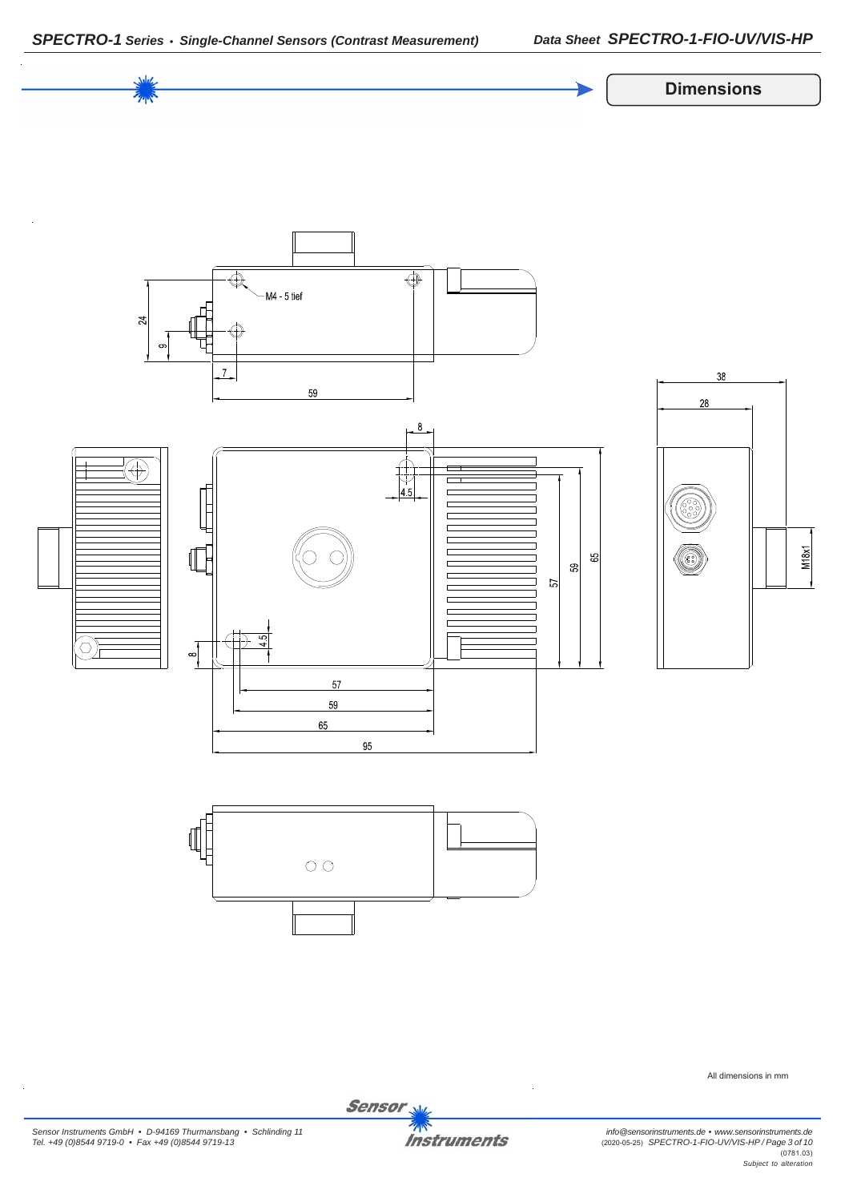## Dimensions

M4 - 5 tief

24

9

7

59

38

28

8

4.5

57

59

65

M18x1

8

4.5

57

59

65

95

All dimensions in mm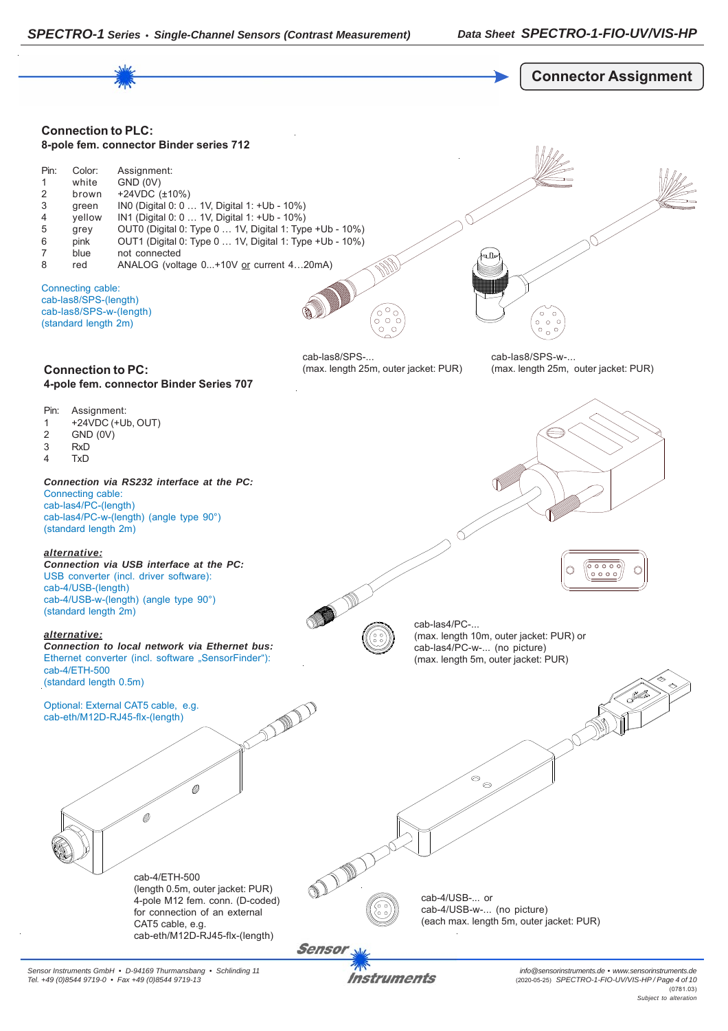# Connector Assignment

### Connection to PLC:

**8-pole fem. connector Binder series 712**

| Pin: | Color: | Assignment: |
|---|---|---|
| 1 | white | GND (0V) |
| 2 | brown | +24VDC (±10%) |
| 3 | green | IN0 (Digital 0: 0 … 1V, Digital 1: +Ub - 10%) |
| 4 | yellow | IN1 (Digital 0: 0 … 1V, Digital 1: +Ub - 10%) |
| 5 | grey | OUT0 (Digital 0: Type 0 … 1V, Digital 1: Type +Ub - 10%) |
| 6 | pink | OUT1 (Digital 0: Type 0 … 1V, Digital 1: Type +Ub - 10%) |
| 7 | blue | not connected |
| 8 | red | ANALOG (voltage 0...+10V or current 4…20mA) |

Connecting cable:
cab-las8/SPS-(length)
cab-las8/SPS-w-(length)
(standard length 2m)

cab-las8/SPS-...
(max. length 25m, outer jacket: PUR)

cab-las8/SPS-w-...
(max. length 25m, outer jacket: PUR)

### Connection to PC:

**4-pole fem. connector Binder Series 707**

| Pin: | Assignment: |
|---|---|
| 1 | +24VDC (+Ub, OUT) |
| 2 | GND (0V) |
| 3 | RxD |
| 4 | TxD |

***Connection via RS232 interface at the PC:***
Connecting cable:
cab-las4/PC-(length)
cab-las4/PC-w-(length) (angle type 90°)
(standard length 2m)

***alternative:***
***Connection via USB interface at the PC:***
USB converter (incl. driver software):
cab-4/USB-(length)
cab-4/USB-w-(length) (angle type 90°)
(standard length 2m)

***alternative:***
***Connection to local network via Ethernet bus:***
Ethernet converter (incl. software „SensorFinder"):
cab-4/ETH-500
(standard length 0.5m)

Optional: External CAT5 cable, e.g.
cab-eth/M12D-RJ45-flx-(length)

cab-las4/PC-...
(max. length 10m, outer jacket: PUR) or
cab-las4/PC-w-... (no picture)
(max. length 5m, outer jacket: PUR)

cab-4/ETH-500
(length 0.5m, outer jacket: PUR)
4-pole M12 fem. conn. (D-coded)
for connection of an external
CAT5 cable, e.g.
cab-eth/M12D-RJ45-flx-(length)

cab-4/USB-... or
cab-4/USB-w-... (no picture)
(each max. length 5m, outer jacket: PUR)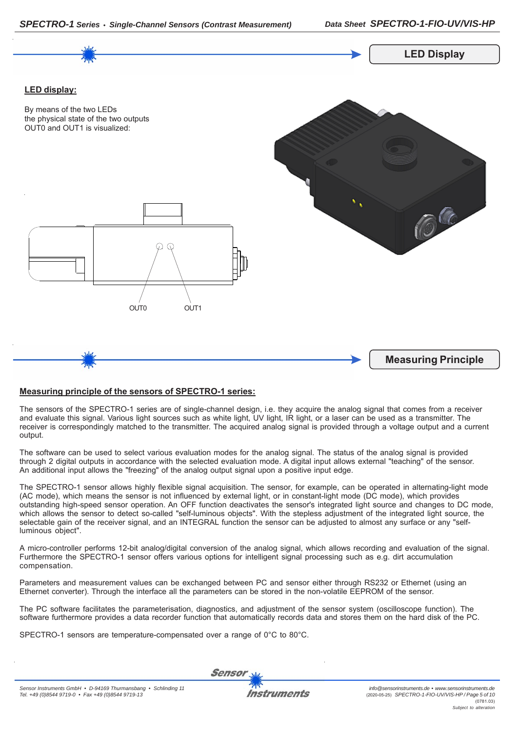## LED Display

### LED display:

By means of the two LEDs
the physical state of the two outputs
OUT0 and OUT1 is visualized:

OUT0 OUT1

## Measuring Principle

### Measuring principle of the sensors of SPECTRO-1 series:

The sensors of the SPECTRO-1 series are of single-channel design, i.e. they acquire the analog signal that comes from a receiver and evaluate this signal. Various light sources such as white light, UV light, IR light, or a laser can be used as a transmitter. The receiver is correspondingly matched to the transmitter. The acquired analog signal is provided through a voltage output and a current output.

The software can be used to select various evaluation modes for the analog signal. The status of the analog signal is provided through 2 digital outputs in accordance with the selected evaluation mode. A digital input allows external "teaching" of the sensor. An additional input allows the "freezing" of the analog output signal upon a positive input edge.

The SPECTRO-1 sensor allows highly flexible signal acquisition. The sensor, for example, can be operated in alternating-light mode (AC mode), which means the sensor is not influenced by external light, or in constant-light mode (DC mode), which provides outstanding high-speed sensor operation. An OFF function deactivates the sensor's integrated light source and changes to DC mode, which allows the sensor to detect so-called "self-luminous objects". With the stepless adjustment of the integrated light source, the selectable gain of the receiver signal, and an INTEGRAL function the sensor can be adjusted to almost any surface or any "self-luminous object".

A micro-controller performs 12-bit analog/digital conversion of the analog signal, which allows recording and evaluation of the signal. Furthermore the SPECTRO-1 sensor offers various options for intelligent signal processing such as e.g. dirt accumulation compensation.

Parameters and measurement values can be exchanged between PC and sensor either through RS232 or Ethernet (using an Ethernet converter). Through the interface all the parameters can be stored in the non-volatile EEPROM of the sensor.

The PC software facilitates the parameterisation, diagnostics, and adjustment of the sensor system (oscilloscope function). The software furthermore provides a data recorder function that automatically records data and stores them on the hard disk of the PC.

SPECTRO-1 sensors are temperature-compensated over a range of 0°C to 80°C.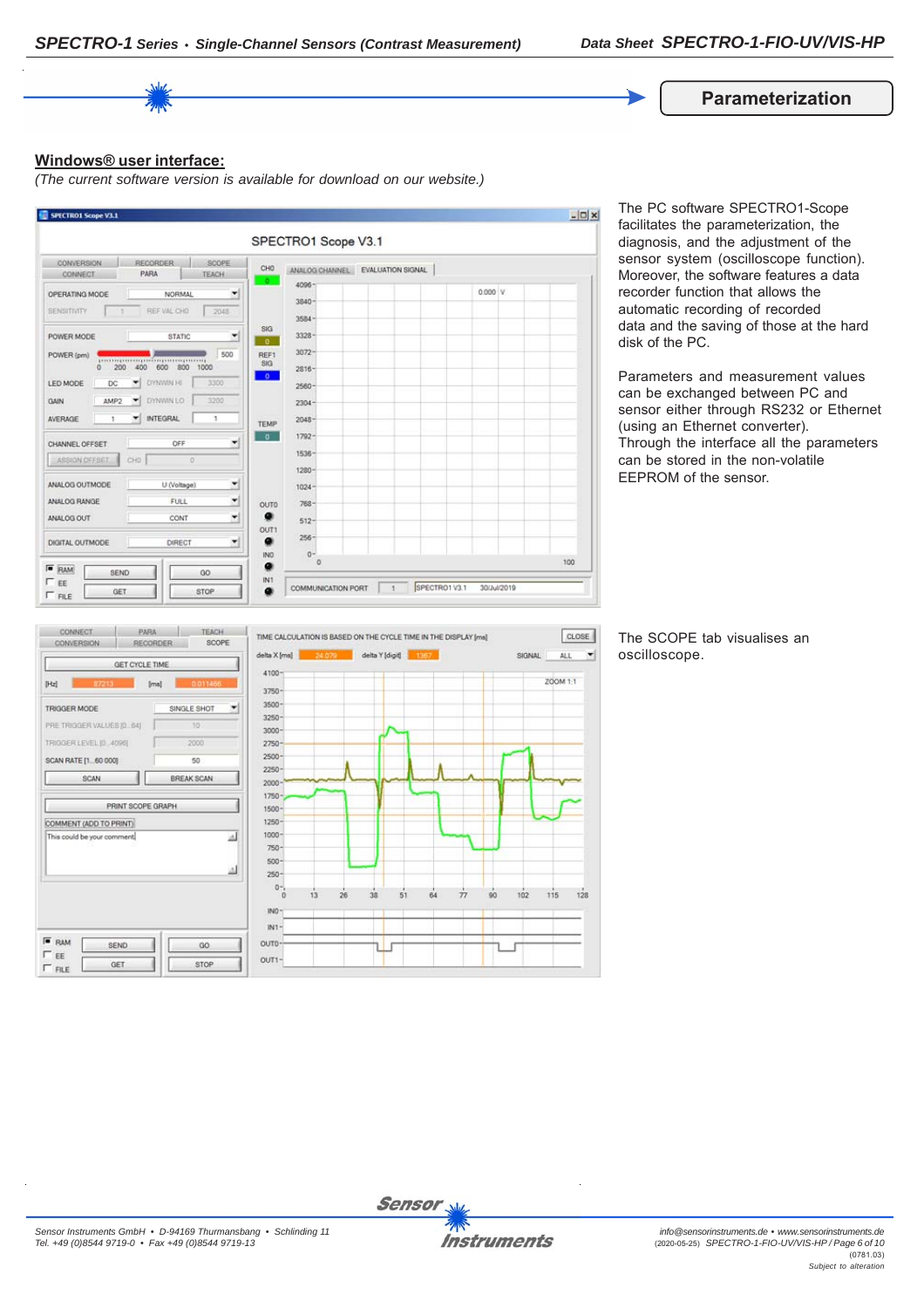## Parameterization

**Windows® user interface:**

*(The current software version is available for download on our website.)*

The PC software SPECTRO1-Scope facilitates the parameterization, the diagnosis, and the adjustment of the sensor system (oscilloscope function). Moreover, the software features a data recorder function that allows the automatic recording of recorded data and the saving of those at the hard disk of the PC.

Parameters and measurement values can be exchanged between PC and sensor either through RS232 or Ethernet (using an Ethernet converter). Through the interface all the parameters can be stored in the non-volatile EEPROM of the sensor.

The SCOPE tab visualises an oscilloscope.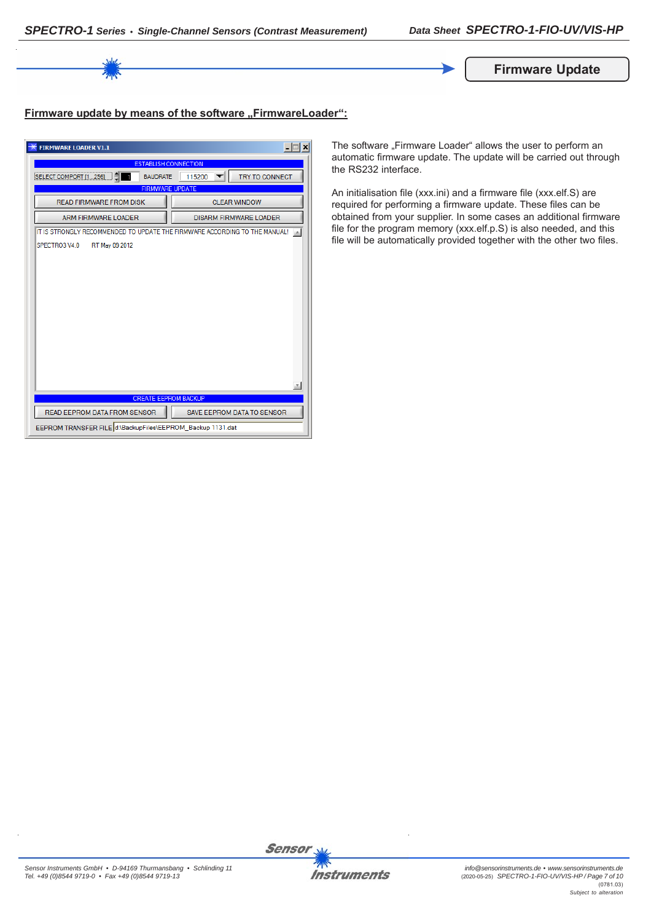## Firmware Update

### Firmware update by means of the software „FirmwareLoader“:

FIRMWARE LOADER V1.1

ESTABLISH CONNECTION

SELECT COMPORT [1...256] 1 BAUDRATE 115200 TRY TO CONNECT

FIRMWARE UPDATE

READ FIRMWARE FROM DISK CLEAR WINDOW

ARM FIRMWARE LOADER DISARM FIRMWARE LOADER

IT IS STRONGLY RECOMMENDED TO UPDATE THE FIRMWARE ACCORDING TO THE MANUAL!

SPECTRO3 V4.0 RT May 09 2012

CREATE EEPROM BACKUP

READ EEPROM DATA FROM SENSOR SAVE EEPROM DATA TO SENSOR

EEPROM TRANSFER FILE d:\BackupFiles\EEPROM_Backup 1131.dat

The software „Firmware Loader“ allows the user to perform an automatic firmware update. The update will be carried out through the RS232 interface.

An initialisation file (xxx.ini) and a firmware file (xxx.elf.S) are required for performing a firmware update. These files can be obtained from your supplier. In some cases an additional firmware file for the program memory (xxx.elf.p.S) is also needed, and this file will be automatically provided together with the other two files.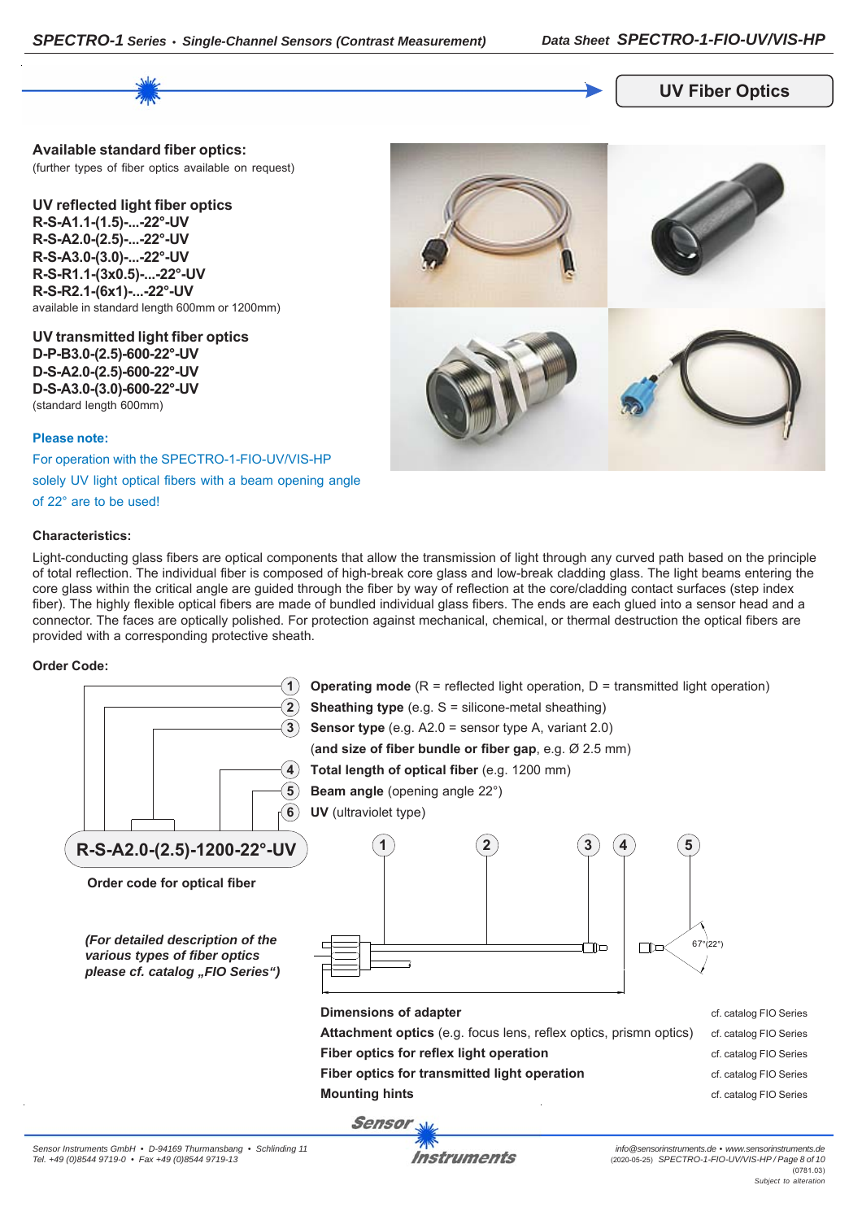## UV Fiber Optics

**Available standard fiber optics:**
(further types of fiber optics available on request)

**UV reflected light fiber optics**
**R-S-A1.1-(1.5)-...-22°-UV**
**R-S-A2.0-(2.5)-...-22°-UV**
**R-S-A3.0-(3.0)-...-22°-UV**
**R-S-R1.1-(3x0.5)-...-22°-UV**
**R-S-R2.1-(6x1)-...-22°-UV**
available in standard length 600mm or 1200mm)

**UV transmitted light fiber optics**
**D-P-B3.0-(2.5)-600-22°-UV**
**D-S-A2.0-(2.5)-600-22°-UV**
**D-S-A3.0-(3.0)-600-22°-UV**
(standard length 600mm)

**Please note:**
For operation with the SPECTRO-1-FIO-UV/VIS-HP solely UV light optical fibers with a beam opening angle of 22° are to be used!

**Characteristics:**

Light-conducting glass fibers are optical components that allow the transmission of light through any curved path based on the principle of total reflection. The individual fiber is composed of high-break core glass and low-break cladding glass. The light beams entering the core glass within the critical angle are guided through the fiber by way of reflection at the core/cladding contact surfaces (step index fiber). The highly flexible optical fibers are made of bundled individual glass fibers. The ends are each glued into a sensor head and a connector. The faces are optically polished. For protection against mechanical, chemical, or thermal destruction the optical fibers are provided with a corresponding protective sheath.

**Order Code:**

1. **Operating mode** (R = reflected light operation, D = transmitted light operation)
2. **Sheathing type** (e.g. S = silicone-metal sheathing)
3. **Sensor type** (e.g. A2.0 = sensor type A, variant 2.0) (**and size of fiber bundle or fiber gap**, e.g. Ø 2.5 mm)
4. **Total length of optical fiber** (e.g. 1200 mm)
5. **Beam angle** (opening angle 22°)
6. **UV** (ultraviolet type)

**R-S-A2.0-(2.5)-1200-22°-UV**

**Order code for optical fiber**

67°(22°)

*(For detailed description of the various types of fiber optics please cf. catalog „FIO Series“)*

| | |
|---|---|
| **Dimensions of adapter** | cf. catalog FIO Series |
| **Attachment optics** (e.g. focus lens, reflex optics, prismn optics) | cf. catalog FIO Series |
| **Fiber optics for reflex light operation** | cf. catalog FIO Series |
| **Fiber optics for transmitted light operation** | cf. catalog FIO Series |
| **Mounting hints** | cf. catalog FIO Series |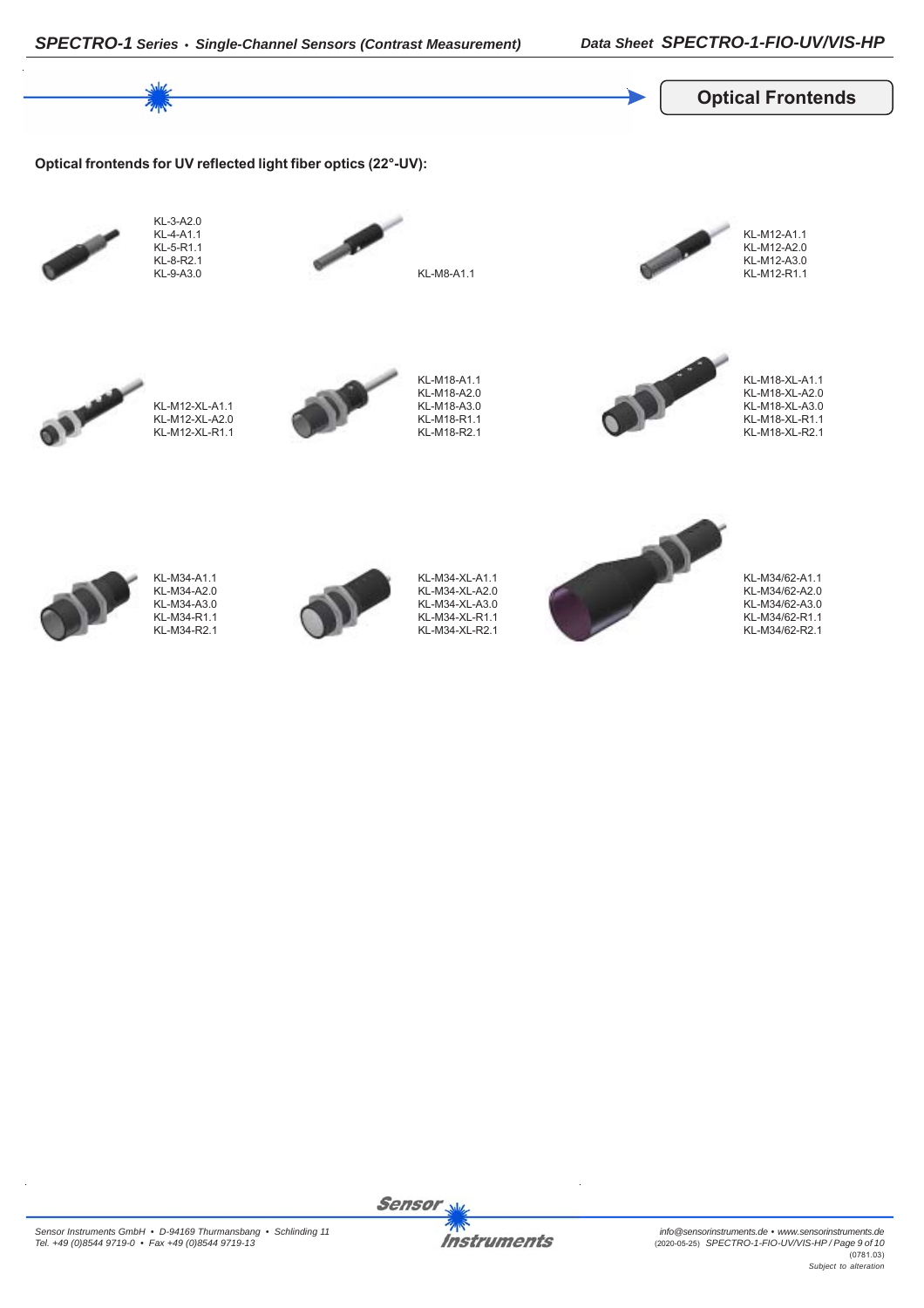## Optical Frontends

**Optical frontends for UV reflected light fiber optics (22°-UV):**

KL-3-A2.0
KL-4-A1.1
KL-5-R1.1
KL-8-R2.1
KL-9-A3.0

KL-M8-A1.1

KL-M12-A1.1
KL-M12-A2.0
KL-M12-A3.0
KL-M12-R1.1

KL-M12-XL-A1.1
KL-M12-XL-A2.0
KL-M12-XL-R1.1

KL-M18-A1.1
KL-M18-A2.0
KL-M18-A3.0
KL-M18-R1.1
KL-M18-R2.1

KL-M18-XL-A1.1
KL-M18-XL-A2.0
KL-M18-XL-A3.0
KL-M18-XL-R1.1
KL-M18-XL-R2.1

KL-M34-A1.1
KL-M34-A2.0
KL-M34-A3.0
KL-M34-R1.1
KL-M34-R2.1

KL-M34-XL-A1.1
KL-M34-XL-A2.0
KL-M34-XL-A3.0
KL-M34-XL-R1.1
KL-M34-XL-R2.1

KL-M34/62-A1.1
KL-M34/62-A2.0
KL-M34/62-A3.0
KL-M34/62-R1.1
KL-M34/62-R2.1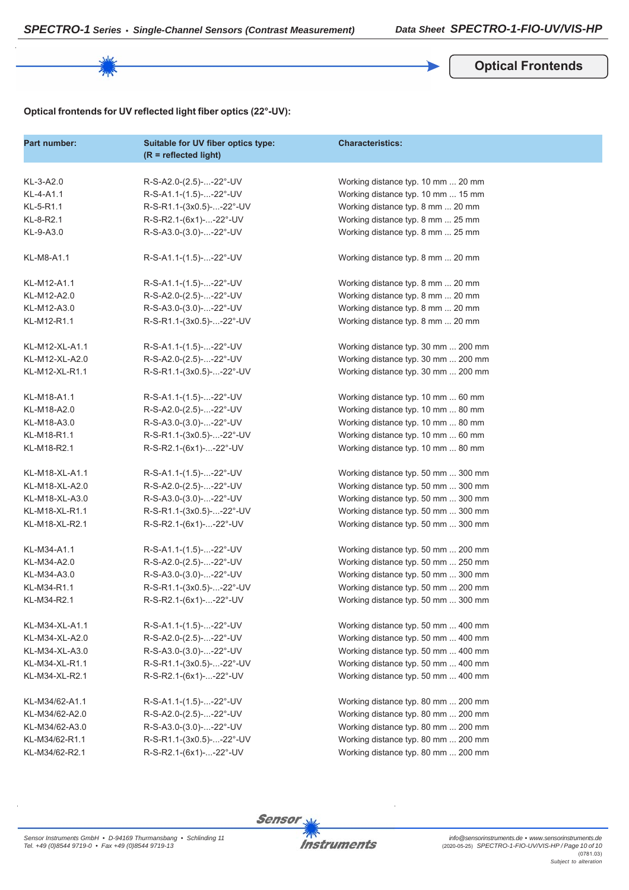## Optical Frontends

**Optical frontends for UV reflected light fiber optics (22°-UV):**

| Part number: | Suitable for UV fiber optics type: (R = reflected light) | Characteristics: |
|---|---|---|
| KL-3-A2.0 | R-S-A2.0-(2.5)-...-22°-UV | Working distance typ. 10 mm ... 20 mm |
| KL-4-A1.1 | R-S-A1.1-(1.5)-...-22°-UV | Working distance typ. 10 mm ... 15 mm |
| KL-5-R1.1 | R-S-R1.1-(3x0.5)-...-22°-UV | Working distance typ. 8 mm ... 20 mm |
| KL-8-R2.1 | R-S-R2.1-(6x1)-...-22°-UV | Working distance typ. 8 mm ... 25 mm |
| KL-9-A3.0 | R-S-A3.0-(3.0)-...-22°-UV | Working distance typ. 8 mm ... 25 mm |
| KL-M8-A1.1 | R-S-A1.1-(1.5)-...-22°-UV | Working distance typ. 8 mm ... 20 mm |
| KL-M12-A1.1 | R-S-A1.1-(1.5)-...-22°-UV | Working distance typ. 8 mm ... 20 mm |
| KL-M12-A2.0 | R-S-A2.0-(2.5)-...-22°-UV | Working distance typ. 8 mm ... 20 mm |
| KL-M12-A3.0 | R-S-A3.0-(3.0)-...-22°-UV | Working distance typ. 8 mm ... 20 mm |
| KL-M12-R1.1 | R-S-R1.1-(3x0.5)-...-22°-UV | Working distance typ. 8 mm ... 20 mm |
| KL-M12-XL-A1.1 | R-S-A1.1-(1.5)-...-22°-UV | Working distance typ. 30 mm ... 200 mm |
| KL-M12-XL-A2.0 | R-S-A2.0-(2.5)-...-22°-UV | Working distance typ. 30 mm ... 200 mm |
| KL-M12-XL-R1.1 | R-S-R1.1-(3x0.5)-...-22°-UV | Working distance typ. 30 mm ... 200 mm |
| KL-M18-A1.1 | R-S-A1.1-(1.5)-...-22°-UV | Working distance typ. 10 mm ... 60 mm |
| KL-M18-A2.0 | R-S-A2.0-(2.5)-...-22°-UV | Working distance typ. 10 mm ... 80 mm |
| KL-M18-A3.0 | R-S-A3.0-(3.0)-...-22°-UV | Working distance typ. 10 mm ... 80 mm |
| KL-M18-R1.1 | R-S-R1.1-(3x0.5)-...-22°-UV | Working distance typ. 10 mm ... 60 mm |
| KL-M18-R2.1 | R-S-R2.1-(6x1)-...-22°-UV | Working distance typ. 10 mm ... 80 mm |
| KL-M18-XL-A1.1 | R-S-A1.1-(1.5)-...-22°-UV | Working distance typ. 50 mm ... 300 mm |
| KL-M18-XL-A2.0 | R-S-A2.0-(2.5)-...-22°-UV | Working distance typ. 50 mm ... 300 mm |
| KL-M18-XL-A3.0 | R-S-A3.0-(3.0)-...-22°-UV | Working distance typ. 50 mm ... 300 mm |
| KL-M18-XL-R1.1 | R-S-R1.1-(3x0.5)-...-22°-UV | Working distance typ. 50 mm ... 300 mm |
| KL-M18-XL-R2.1 | R-S-R2.1-(6x1)-...-22°-UV | Working distance typ. 50 mm ... 300 mm |
| KL-M34-A1.1 | R-S-A1.1-(1.5)-...-22°-UV | Working distance typ. 50 mm ... 200 mm |
| KL-M34-A2.0 | R-S-A2.0-(2.5)-...-22°-UV | Working distance typ. 50 mm ... 250 mm |
| KL-M34-A3.0 | R-S-A3.0-(3.0)-...-22°-UV | Working distance typ. 50 mm ... 300 mm |
| KL-M34-R1.1 | R-S-R1.1-(3x0.5)-...-22°-UV | Working distance typ. 50 mm ... 200 mm |
| KL-M34-R2.1 | R-S-R2.1-(6x1)-...-22°-UV | Working distance typ. 50 mm ... 300 mm |
| KL-M34-XL-A1.1 | R-S-A1.1-(1.5)-...-22°-UV | Working distance typ. 50 mm ... 400 mm |
| KL-M34-XL-A2.0 | R-S-A2.0-(2.5)-...-22°-UV | Working distance typ. 50 mm ... 400 mm |
| KL-M34-XL-A3.0 | R-S-A3.0-(3.0)-...-22°-UV | Working distance typ. 50 mm ... 400 mm |
| KL-M34-XL-R1.1 | R-S-R1.1-(3x0.5)-...-22°-UV | Working distance typ. 50 mm ... 400 mm |
| KL-M34-XL-R2.1 | R-S-R2.1-(6x1)-...-22°-UV | Working distance typ. 50 mm ... 400 mm |
| KL-M34/62-A1.1 | R-S-A1.1-(1.5)-...-22°-UV | Working distance typ. 80 mm ... 200 mm |
| KL-M34/62-A2.0 | R-S-A2.0-(2.5)-...-22°-UV | Working distance typ. 80 mm ... 200 mm |
| KL-M34/62-A3.0 | R-S-A3.0-(3.0)-...-22°-UV | Working distance typ. 80 mm ... 200 mm |
| KL-M34/62-R1.1 | R-S-R1.1-(3x0.5)-...-22°-UV | Working distance typ. 80 mm ... 200 mm |
| KL-M34/62-R2.1 | R-S-R2.1-(6x1)-...-22°-UV | Working distance typ. 80 mm ... 200 mm |